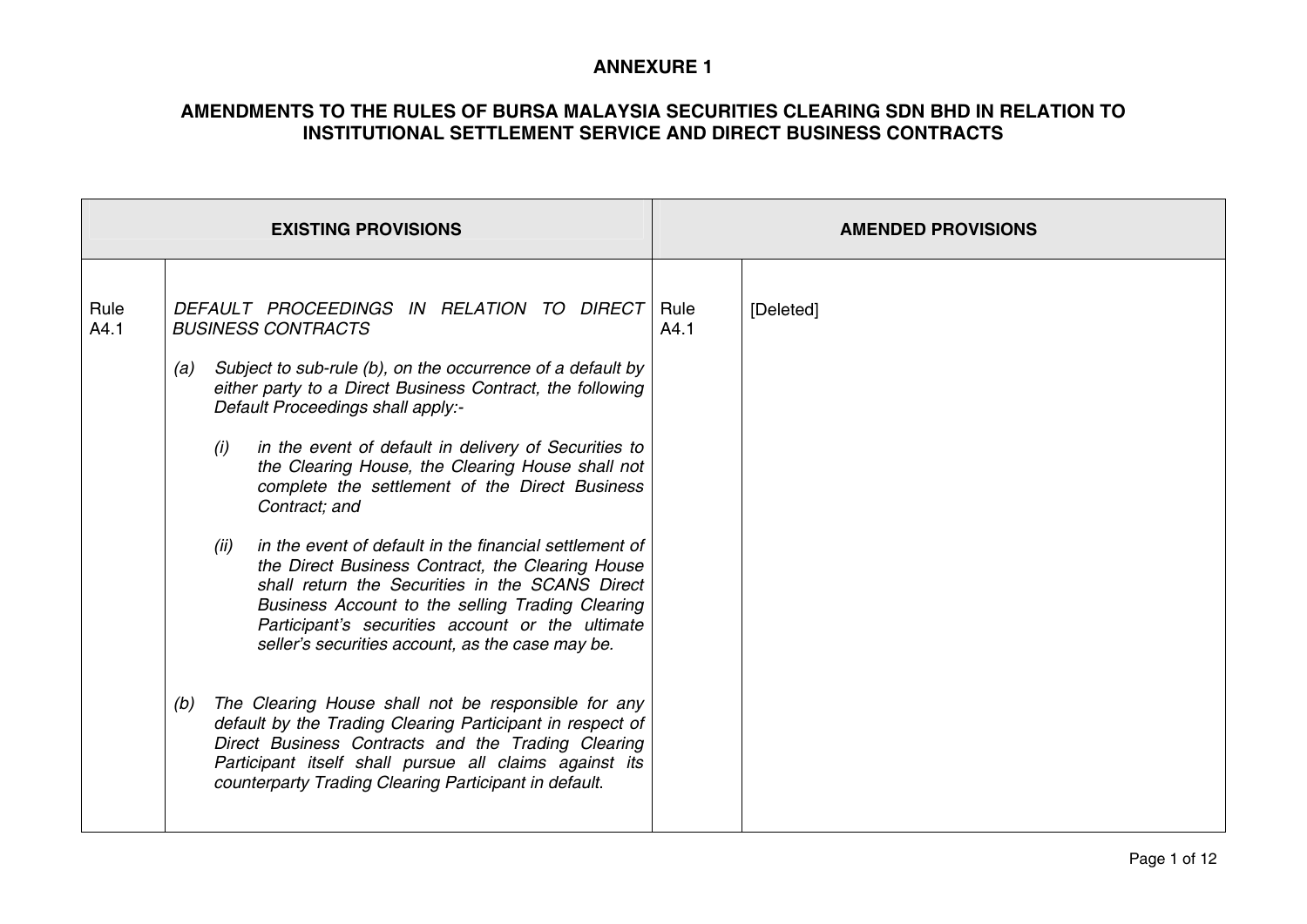**ANNEXURE 1**

**AMENDMENTS TO THE RULES OF BURSA MALAYSIA SECURITIES CLEARING SDN BHD IN RELATION TO INSTITUTIONAL SETTLEMENT SERVICE AND DIRECT BUSINESS CONTRACTS**

| **EXISTING PROVISIONS** | | **AMENDED PROVISIONS** | |
|---|---|---|---|
| Rule A4.1 | *DEFAULT PROCEEDINGS IN RELATION TO DIRECT BUSINESS CONTRACTS*<br><br>(a) *Subject to sub-rule (b), on the occurrence of a default by either party to a Direct Business Contract, the following Default Proceedings shall apply:-*<br><br>(i) *in the event of default in delivery of Securities to the Clearing House, the Clearing House shall not complete the settlement of the Direct Business Contract; and*<br><br>(ii) *in the event of default in the financial settlement of the Direct Business Contract, the Clearing House shall return the Securities in the SCANS Direct Business Account to the selling Trading Clearing Participant's securities account or the ultimate seller's securities account, as the case may be.*<br><br>(b) *The Clearing House shall not be responsible for any default by the Trading Clearing Participant in respect of Direct Business Contracts and the Trading Clearing Participant itself shall pursue all claims against its counterparty Trading Clearing Participant in default.* | Rule A4.1 | [Deleted] |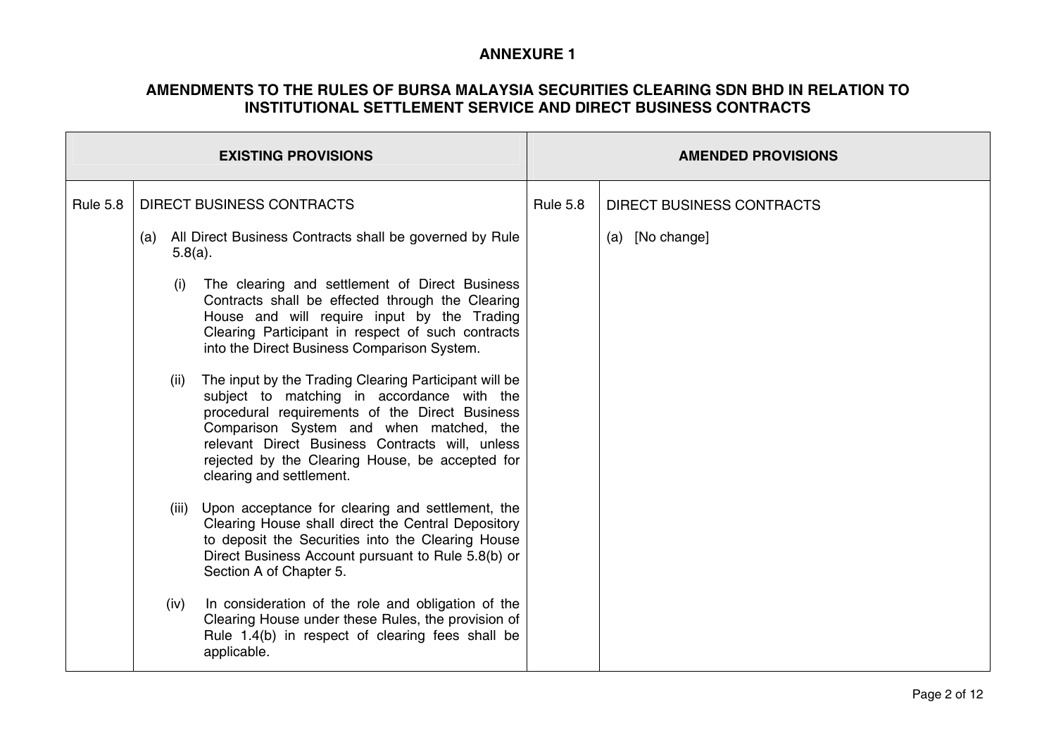**ANNEXURE 1**

**AMENDMENTS TO THE RULES OF BURSA MALAYSIA SECURITIES CLEARING SDN BHD IN RELATION TO INSTITUTIONAL SETTLEMENT SERVICE AND DIRECT BUSINESS CONTRACTS**

| **EXISTING PROVISIONS** | | **AMENDED PROVISIONS** | |
|---|---|---|---|
| Rule 5.8 | DIRECT BUSINESS CONTRACTS<br><br>(a) All Direct Business Contracts shall be governed by Rule 5.8(a).<br><br>(i) The clearing and settlement of Direct Business Contracts shall be effected through the Clearing House and will require input by the Trading Clearing Participant in respect of such contracts into the Direct Business Comparison System.<br><br>(ii) The input by the Trading Clearing Participant will be subject to matching in accordance with the procedural requirements of the Direct Business Comparison System and when matched, the relevant Direct Business Contracts will, unless rejected by the Clearing House, be accepted for clearing and settlement.<br><br>(iii) Upon acceptance for clearing and settlement, the Clearing House shall direct the Central Depository to deposit the Securities into the Clearing House Direct Business Account pursuant to Rule 5.8(b) or Section A of Chapter 5.<br><br>(iv) In consideration of the role and obligation of the Clearing House under these Rules, the provision of Rule 1.4(b) in respect of clearing fees shall be applicable. | Rule 5.8 | DIRECT BUSINESS CONTRACTS<br><br>(a) [No change] |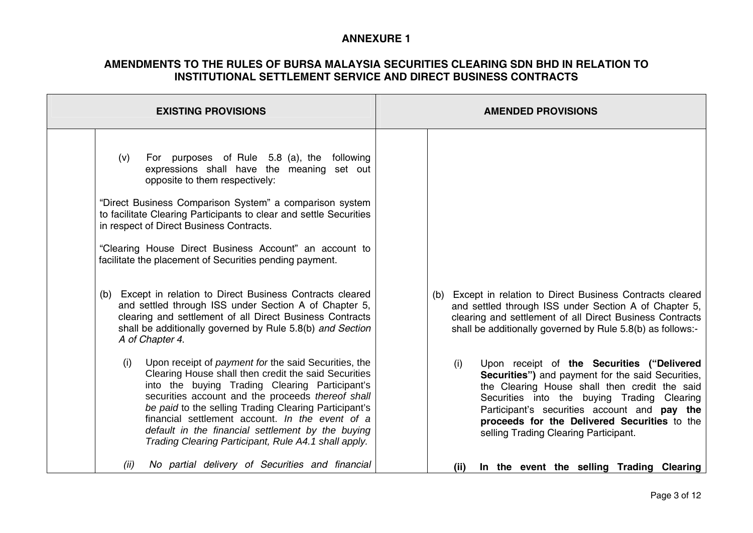**ANNEXURE 1**

**AMENDMENTS TO THE RULES OF BURSA MALAYSIA SECURITIES CLEARING SDN BHD IN RELATION TO INSTITUTIONAL SETTLEMENT SERVICE AND DIRECT BUSINESS CONTRACTS**

| EXISTING PROVISIONS | | AMENDED PROVISIONS | |
|---|---|---|---|
| | (v) For purposes of Rule 5.8 (a), the following expressions shall have the meaning set out opposite to them respectively:<br><br>"Direct Business Comparison System" a comparison system to facilitate Clearing Participants to clear and settle Securities in respect of Direct Business Contracts.<br><br>"Clearing House Direct Business Account" an account to facilitate the placement of Securities pending payment. | | |
| | (b) Except in relation to Direct Business Contracts cleared and settled through ISS under Section A of Chapter 5, clearing and settlement of all Direct Business Contracts shall be additionally governed by Rule 5.8(b) *and Section A of Chapter 4*. | | (b) Except in relation to Direct Business Contracts cleared and settled through ISS under Section A of Chapter 5, clearing and settlement of all Direct Business Contracts shall be additionally governed by Rule 5.8(b) as follows:- |
| | (i) Upon receipt of *payment for* the said Securities, the Clearing House shall then credit the said Securities into the buying Trading Clearing Participant's securities account and the proceeds *thereof shall be paid* to the selling Trading Clearing Participant's financial settlement account. *In the event of a default in the financial settlement by the buying Trading Clearing Participant, Rule A4.1 shall apply.* | | (i) Upon receipt of **the Securities ("Delivered Securities")** and payment for the said Securities, the Clearing House shall then credit the said Securities into the buying Trading Clearing Participant's securities account and **pay the proceeds for the Delivered Securities** to the selling Trading Clearing Participant. |
| | *(ii) No partial delivery of Securities and financial* | | **(ii) In the event the selling Trading Clearing** |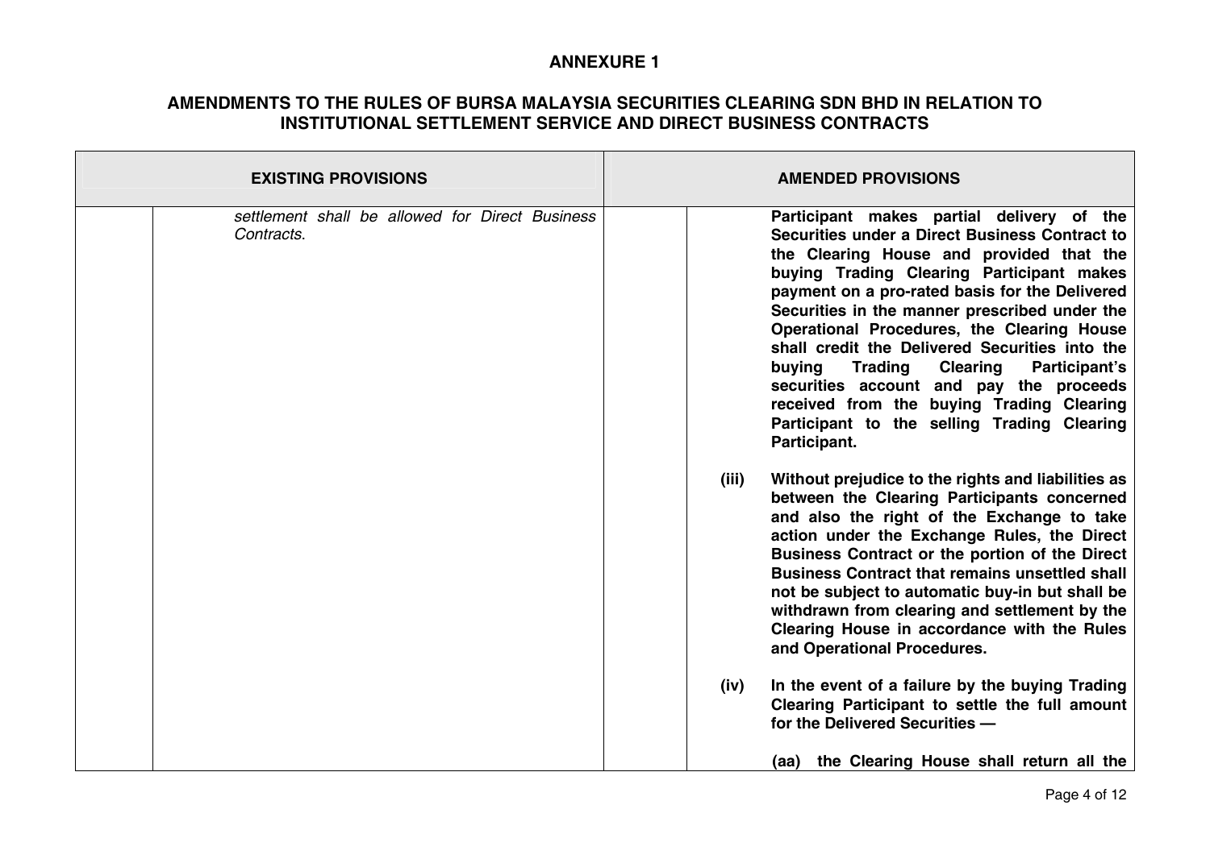**ANNEXURE 1**

**AMENDMENTS TO THE RULES OF BURSA MALAYSIA SECURITIES CLEARING SDN BHD IN RELATION TO INSTITUTIONAL SETTLEMENT SERVICE AND DIRECT BUSINESS CONTRACTS**

| EXISTING PROVISIONS | | AMENDED PROVISIONS | |
|---|---|---|---|
| | *settlement shall be allowed for Direct Business Contracts.* | | **Participant makes partial delivery of the Securities under a Direct Business Contract to the Clearing House and provided that the buying Trading Clearing Participant makes payment on a pro-rated basis for the Delivered Securities in the manner prescribed under the Operational Procedures, the Clearing House shall credit the Delivered Securities into the buying Trading Clearing Participant's securities account and pay the proceeds received from the buying Trading Clearing Participant to the selling Trading Clearing Participant.** |
| | | **(iii)** | **Without prejudice to the rights and liabilities as between the Clearing Participants concerned and also the right of the Exchange to take action under the Exchange Rules, the Direct Business Contract or the portion of the Direct Business Contract that remains unsettled shall not be subject to automatic buy-in but shall be withdrawn from clearing and settlement by the Clearing House in accordance with the Rules and Operational Procedures.** |
| | | **(iv)** | **In the event of a failure by the buying Trading Clearing Participant to settle the full amount for the Delivered Securities —** <br><br> **(aa) the Clearing House shall return all the** |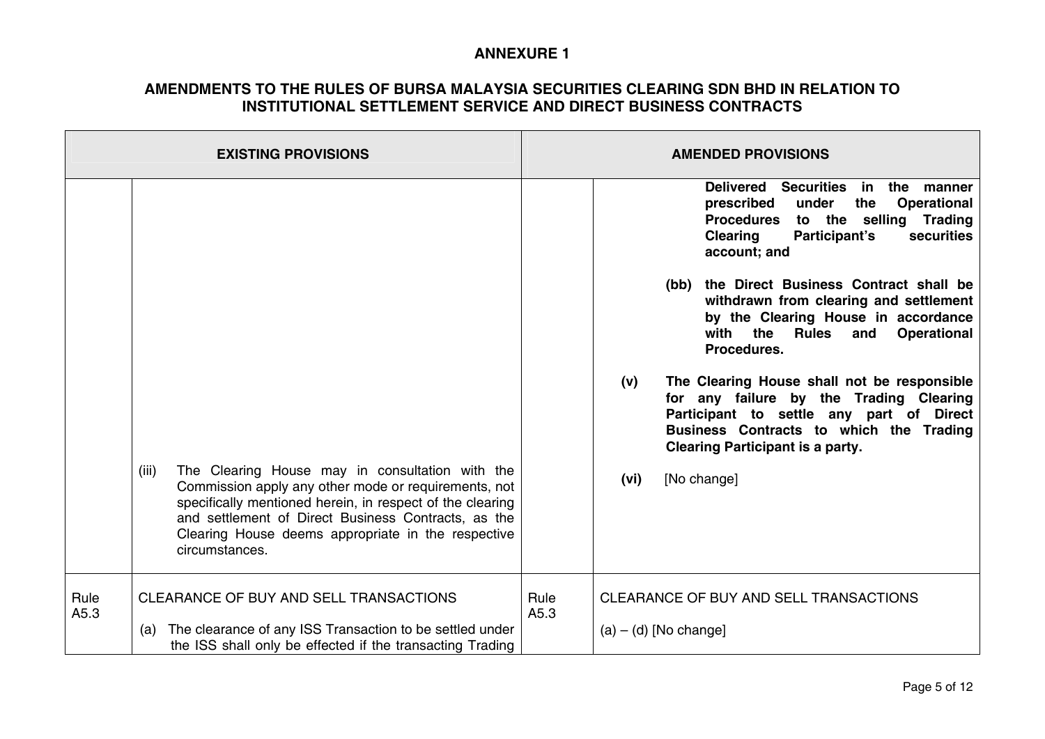**ANNEXURE 1**

**AMENDMENTS TO THE RULES OF BURSA MALAYSIA SECURITIES CLEARING SDN BHD IN RELATION TO INSTITUTIONAL SETTLEMENT SERVICE AND DIRECT BUSINESS CONTRACTS**

| EXISTING PROVISIONS | | AMENDED PROVISIONS | |
|---|---|---|---|
| | (iii) The Clearing House may in consultation with the Commission apply any other mode or requirements, not specifically mentioned herein, in respect of the clearing and settlement of Direct Business Contracts, as the Clearing House deems appropriate in the respective circumstances. | | **Delivered Securities in the manner prescribed under the Operational Procedures to the selling Trading Clearing Participant's securities account; and**<br><br>**(bb) the Direct Business Contract shall be withdrawn from clearing and settlement by the Clearing House in accordance with the Rules and Operational Procedures.**<br><br>**(v) The Clearing House shall not be responsible for any failure by the Trading Clearing Participant to settle any part of Direct Business Contracts to which the Trading Clearing Participant is a party.**<br><br>**(vi)** [No change] |
| Rule A5.3 | CLEARANCE OF BUY AND SELL TRANSACTIONS<br><br>(a) The clearance of any ISS Transaction to be settled under the ISS shall only be effected if the transacting Trading | Rule A5.3 | CLEARANCE OF BUY AND SELL TRANSACTIONS<br><br>(a) – (d) [No change] |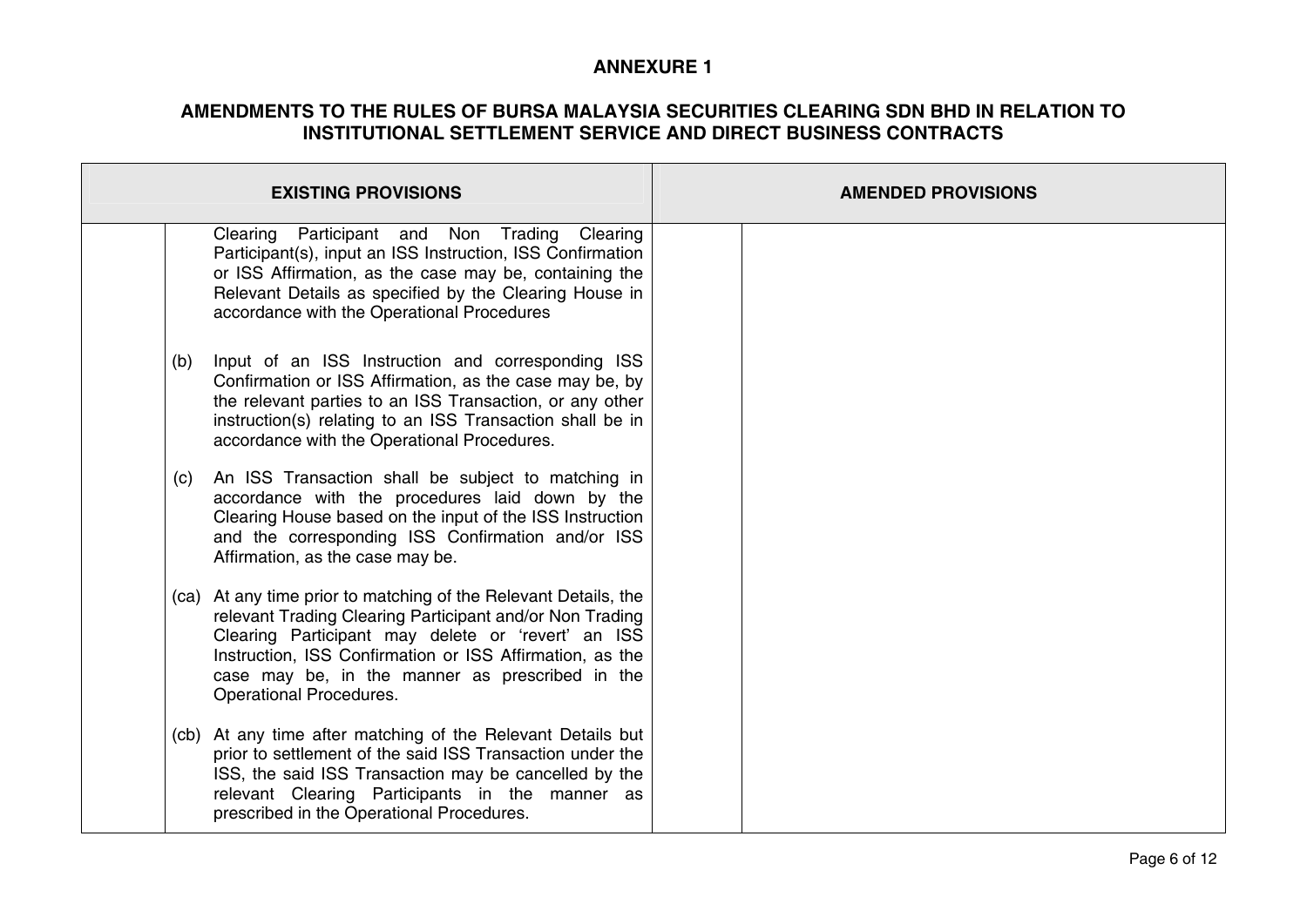## ANNEXURE 1

## AMENDMENTS TO THE RULES OF BURSA MALAYSIA SECURITIES CLEARING SDN BHD IN RELATION TO INSTITUTIONAL SETTLEMENT SERVICE AND DIRECT BUSINESS CONTRACTS

| EXISTING PROVISIONS | | AMENDED PROVISIONS | |
|---|---|---|---|
| | Clearing Participant and Non Trading Clearing Participant(s), input an ISS Instruction, ISS Confirmation or ISS Affirmation, as the case may be, containing the Relevant Details as specified by the Clearing House in accordance with the Operational Procedures<br><br>(b) Input of an ISS Instruction and corresponding ISS Confirmation or ISS Affirmation, as the case may be, by the relevant parties to an ISS Transaction, or any other instruction(s) relating to an ISS Transaction shall be in accordance with the Operational Procedures.<br><br>(c) An ISS Transaction shall be subject to matching in accordance with the procedures laid down by the Clearing House based on the input of the ISS Instruction and the corresponding ISS Confirmation and/or ISS Affirmation, as the case may be.<br><br>(ca) At any time prior to matching of the Relevant Details, the relevant Trading Clearing Participant and/or Non Trading Clearing Participant may delete or 'revert' an ISS Instruction, ISS Confirmation or ISS Affirmation, as the case may be, in the manner as prescribed in the Operational Procedures.<br><br>(cb) At any time after matching of the Relevant Details but prior to settlement of the said ISS Transaction under the ISS, the said ISS Transaction may be cancelled by the relevant Clearing Participants in the manner as prescribed in the Operational Procedures. | | |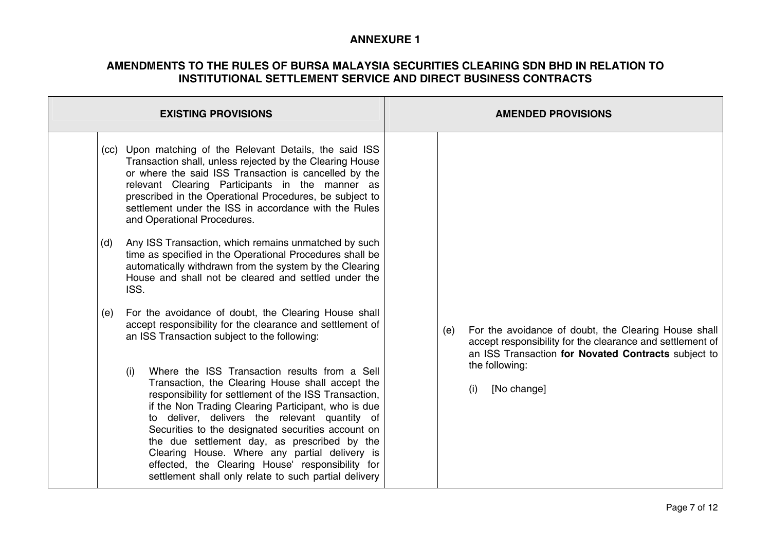## ANNEXURE 1

## AMENDMENTS TO THE RULES OF BURSA MALAYSIA SECURITIES CLEARING SDN BHD IN RELATION TO INSTITUTIONAL SETTLEMENT SERVICE AND DIRECT BUSINESS CONTRACTS

| EXISTING PROVISIONS | | AMENDED PROVISIONS | |
|---|---|---|---|
| | (cc) Upon matching of the Relevant Details, the said ISS Transaction shall, unless rejected by the Clearing House or where the said ISS Transaction is cancelled by the relevant Clearing Participants in the manner as prescribed in the Operational Procedures, be subject to settlement under the ISS in accordance with the Rules and Operational Procedures.<br><br>(d) Any ISS Transaction, which remains unmatched by such time as specified in the Operational Procedures shall be automatically withdrawn from the system by the Clearing House and shall not be cleared and settled under the ISS.<br><br>(e) For the avoidance of doubt, the Clearing House shall accept responsibility for the clearance and settlement of an ISS Transaction subject to the following:<br><br>(i) Where the ISS Transaction results from a Sell Transaction, the Clearing House shall accept the responsibility for settlement of the ISS Transaction, if the Non Trading Clearing Participant, who is due to deliver, delivers the relevant quantity of Securities to the designated securities account on the due settlement day, as prescribed by the Clearing House. Where any partial delivery is effected, the Clearing House' responsibility for settlement shall only relate to such partial delivery | | (e) For the avoidance of doubt, the Clearing House shall accept responsibility for the clearance and settlement of an ISS Transaction **for Novated Contracts** subject to the following:<br><br>(i) [No change] |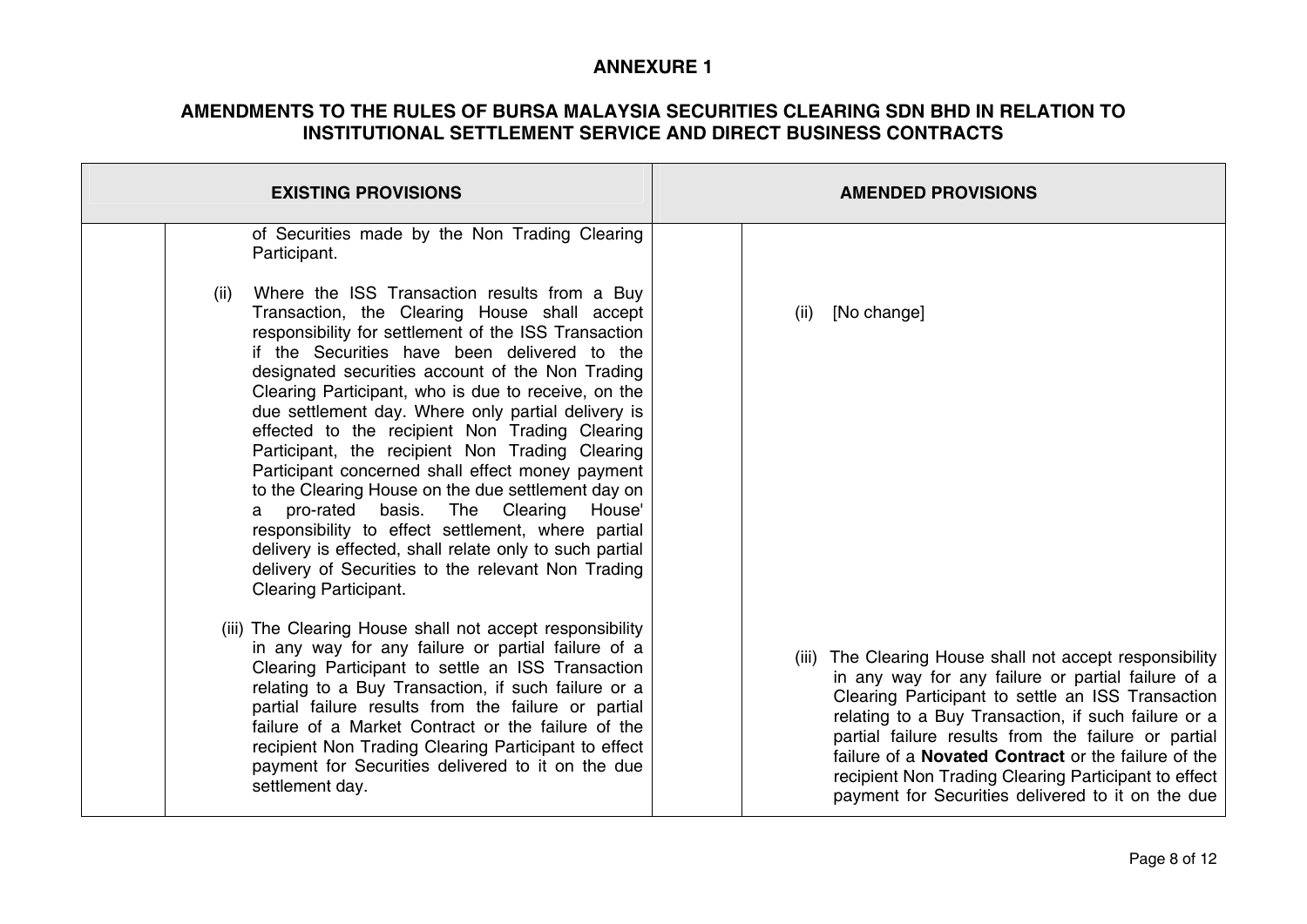**ANNEXURE 1**

**AMENDMENTS TO THE RULES OF BURSA MALAYSIA SECURITIES CLEARING SDN BHD IN RELATION TO INSTITUTIONAL SETTLEMENT SERVICE AND DIRECT BUSINESS CONTRACTS**

| EXISTING PROVISIONS | | AMENDED PROVISIONS | |
|---|---|---|---|
| | of Securities made by the Non Trading Clearing Participant. | | |
| | (ii) Where the ISS Transaction results from a Buy Transaction, the Clearing House shall accept responsibility for settlement of the ISS Transaction if the Securities have been delivered to the designated securities account of the Non Trading Clearing Participant, who is due to receive, on the due settlement day. Where only partial delivery is effected to the recipient Non Trading Clearing Participant, the recipient Non Trading Clearing Participant concerned shall effect money payment to the Clearing House on the due settlement day on a pro-rated basis. The Clearing House' responsibility to effect settlement, where partial delivery is effected, shall relate only to such partial delivery of Securities to the relevant Non Trading Clearing Participant. | | (ii) [No change] |
| | (iii) The Clearing House shall not accept responsibility in any way for any failure or partial failure of a Clearing Participant to settle an ISS Transaction relating to a Buy Transaction, if such failure or a partial failure results from the failure or partial failure of a Market Contract or the failure of the recipient Non Trading Clearing Participant to effect payment for Securities delivered to it on the due settlement day. | | (iii) The Clearing House shall not accept responsibility in any way for any failure or partial failure of a Clearing Participant to settle an ISS Transaction relating to a Buy Transaction, if such failure or a partial failure results from the failure or partial failure of a **Novated Contract** or the failure of the recipient Non Trading Clearing Participant to effect payment for Securities delivered to it on the due |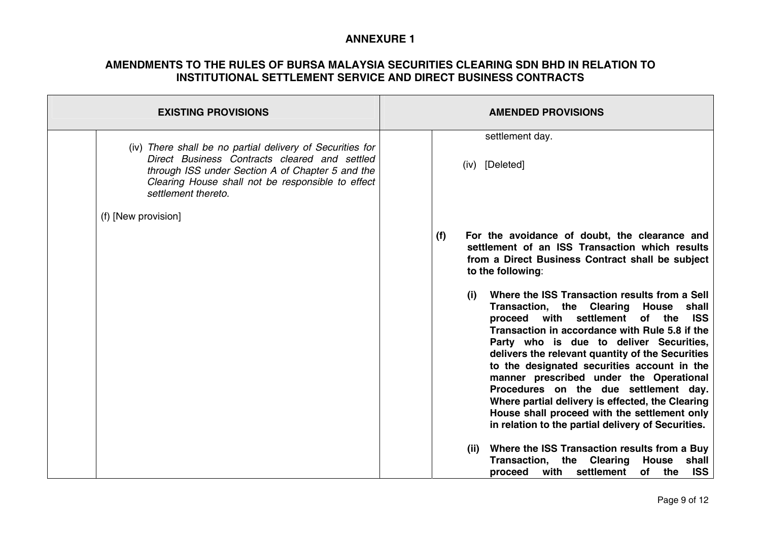**ANNEXURE 1**

**AMENDMENTS TO THE RULES OF BURSA MALAYSIA SECURITIES CLEARING SDN BHD IN RELATION TO INSTITUTIONAL SETTLEMENT SERVICE AND DIRECT BUSINESS CONTRACTS**

| EXISTING PROVISIONS | | AMENDED PROVISIONS | |
|---|---|---|---|
| | (iv) *There shall be no partial delivery of Securities for Direct Business Contracts cleared and settled through ISS under Section A of Chapter 5 and the Clearing House shall not be responsible to effect settlement thereto.* <br><br> (f) [New provision] | | settlement day. <br><br> (iv) [Deleted] <br><br> **(f) For the avoidance of doubt, the clearance and settlement of an ISS Transaction which results from a Direct Business Contract shall be subject to the following**: <br><br> **(i) Where the ISS Transaction results from a Sell Transaction, the Clearing House shall proceed with settlement of the ISS Transaction in accordance with Rule 5.8 if the Party who is due to deliver Securities, delivers the relevant quantity of the Securities to the designated securities account in the manner prescribed under the Operational Procedures on the due settlement day. Where partial delivery is effected, the Clearing House shall proceed with the settlement only in relation to the partial delivery of Securities.** <br><br> **(ii) Where the ISS Transaction results from a Buy Transaction, the Clearing House shall proceed with settlement of the ISS** |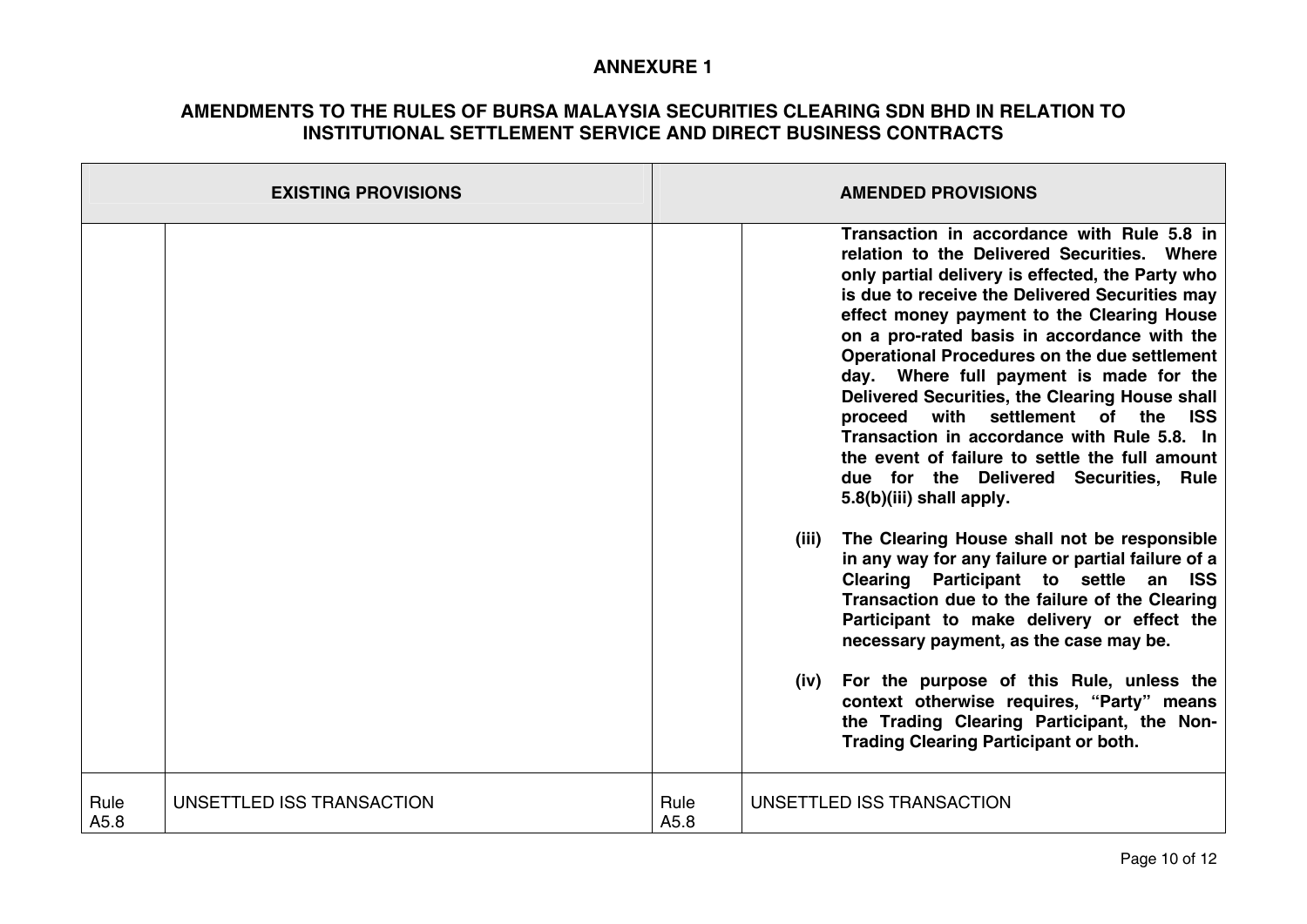# ANNEXURE 1

## AMENDMENTS TO THE RULES OF BURSA MALAYSIA SECURITIES CLEARING SDN BHD IN RELATION TO INSTITUTIONAL SETTLEMENT SERVICE AND DIRECT BUSINESS CONTRACTS

| EXISTING PROVISIONS | | AMENDED PROVISIONS | |
|---|---|---|---|
| | | | **Transaction in accordance with Rule 5.8 in relation to the Delivered Securities. Where only partial delivery is effected, the Party who is due to receive the Delivered Securities may effect money payment to the Clearing House on a pro-rated basis in accordance with the Operational Procedures on the due settlement day. Where full payment is made for the Delivered Securities, the Clearing House shall proceed with settlement of the ISS Transaction in accordance with Rule 5.8. In the event of failure to settle the full amount due for the Delivered Securities, Rule 5.8(b)(iii) shall apply.**<br><br>**(iii) The Clearing House shall not be responsible in any way for any failure or partial failure of a Clearing Participant to settle an ISS Transaction due to the failure of the Clearing Participant to make delivery or effect the necessary payment, as the case may be.**<br><br>**(iv) For the purpose of this Rule, unless the context otherwise requires, "Party" means the Trading Clearing Participant, the Non-Trading Clearing Participant or both.** |
| Rule A5.8 | UNSETTLED ISS TRANSACTION | Rule A5.8 | UNSETTLED ISS TRANSACTION |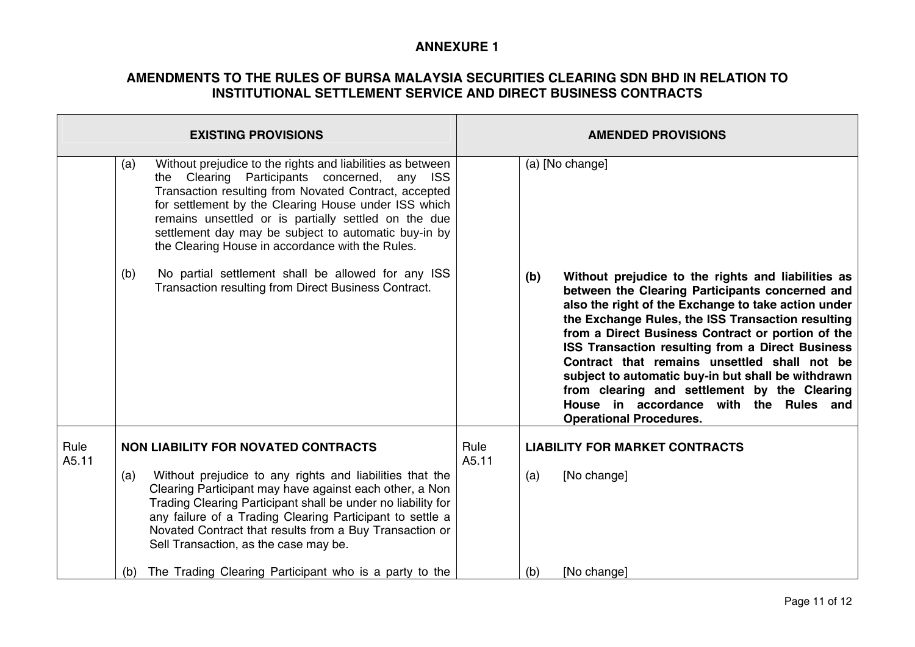**ANNEXURE 1**

**AMENDMENTS TO THE RULES OF BURSA MALAYSIA SECURITIES CLEARING SDN BHD IN RELATION TO INSTITUTIONAL SETTLEMENT SERVICE AND DIRECT BUSINESS CONTRACTS**

| **EXISTING PROVISIONS** | | **AMENDED PROVISIONS** | |
|---|---|---|---|
| | (a) Without prejudice to the rights and liabilities as between the Clearing Participants concerned, any ISS Transaction resulting from Novated Contract, accepted for settlement by the Clearing House under ISS which remains unsettled or is partially settled on the due settlement day may be subject to automatic buy-in by the Clearing House in accordance with the Rules.<br><br>(b) No partial settlement shall be allowed for any ISS Transaction resulting from Direct Business Contract. | | (a) [No change]<br><br>**(b) Without prejudice to the rights and liabilities as between the Clearing Participants concerned and also the right of the Exchange to take action under the Exchange Rules, the ISS Transaction resulting from a Direct Business Contract or portion of the ISS Transaction resulting from a Direct Business Contract that remains unsettled shall not be subject to automatic buy-in but shall be withdrawn from clearing and settlement by the Clearing House in accordance with the Rules and Operational Procedures.** |
| Rule A5.11 | **NON LIABILITY FOR NOVATED CONTRACTS**<br><br>(a) Without prejudice to any rights and liabilities that the Clearing Participant may have against each other, a Non Trading Clearing Participant shall be under no liability for any failure of a Trading Clearing Participant to settle a Novated Contract that results from a Buy Transaction or Sell Transaction, as the case may be.<br><br>(b) The Trading Clearing Participant who is a party to the | Rule A5.11 | **LIABILITY FOR MARKET CONTRACTS**<br><br>(a) [No change]<br><br>(b) [No change] |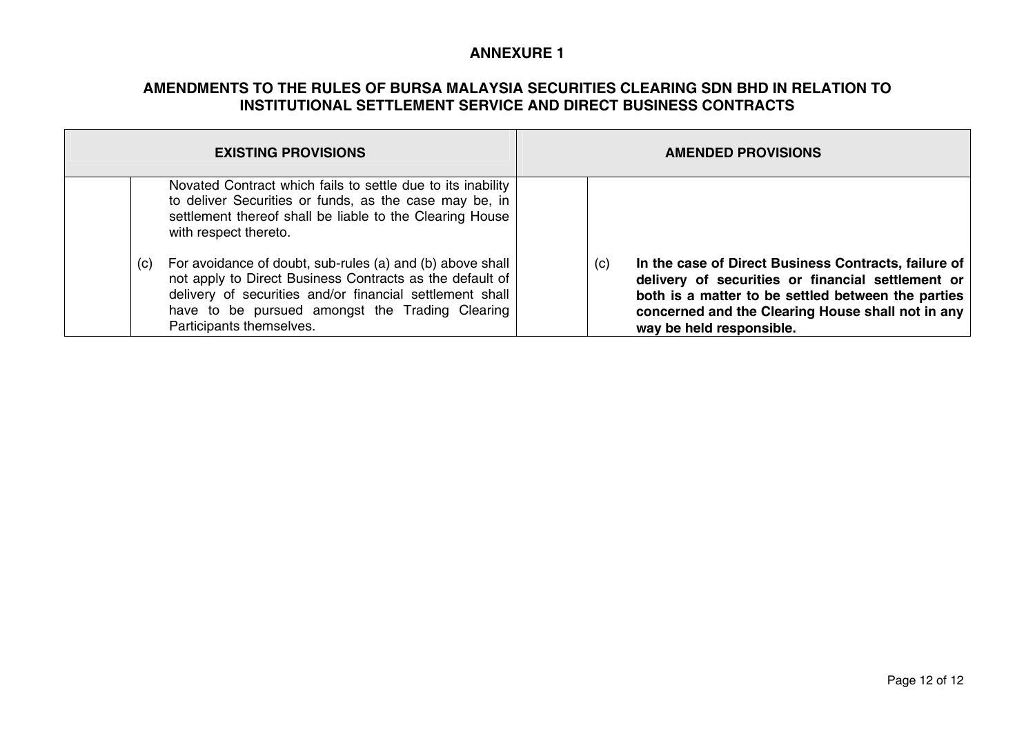**ANNEXURE 1**

**AMENDMENTS TO THE RULES OF BURSA MALAYSIA SECURITIES CLEARING SDN BHD IN RELATION TO INSTITUTIONAL SETTLEMENT SERVICE AND DIRECT BUSINESS CONTRACTS**

| EXISTING PROVISIONS | | AMENDED PROVISIONS | |
|---|---|---|---|
| | Novated Contract which fails to settle due to its inability to deliver Securities or funds, as the case may be, in settlement thereof shall be liable to the Clearing House with respect thereto.<br><br>(c) For avoidance of doubt, sub-rules (a) and (b) above shall not apply to Direct Business Contracts as the default of delivery of securities and/or financial settlement shall have to be pursued amongst the Trading Clearing Participants themselves. | | (c) **In the case of Direct Business Contracts, failure of delivery of securities or financial settlement or both is a matter to be settled between the parties concerned and the Clearing House shall not in any way be held responsible.** |